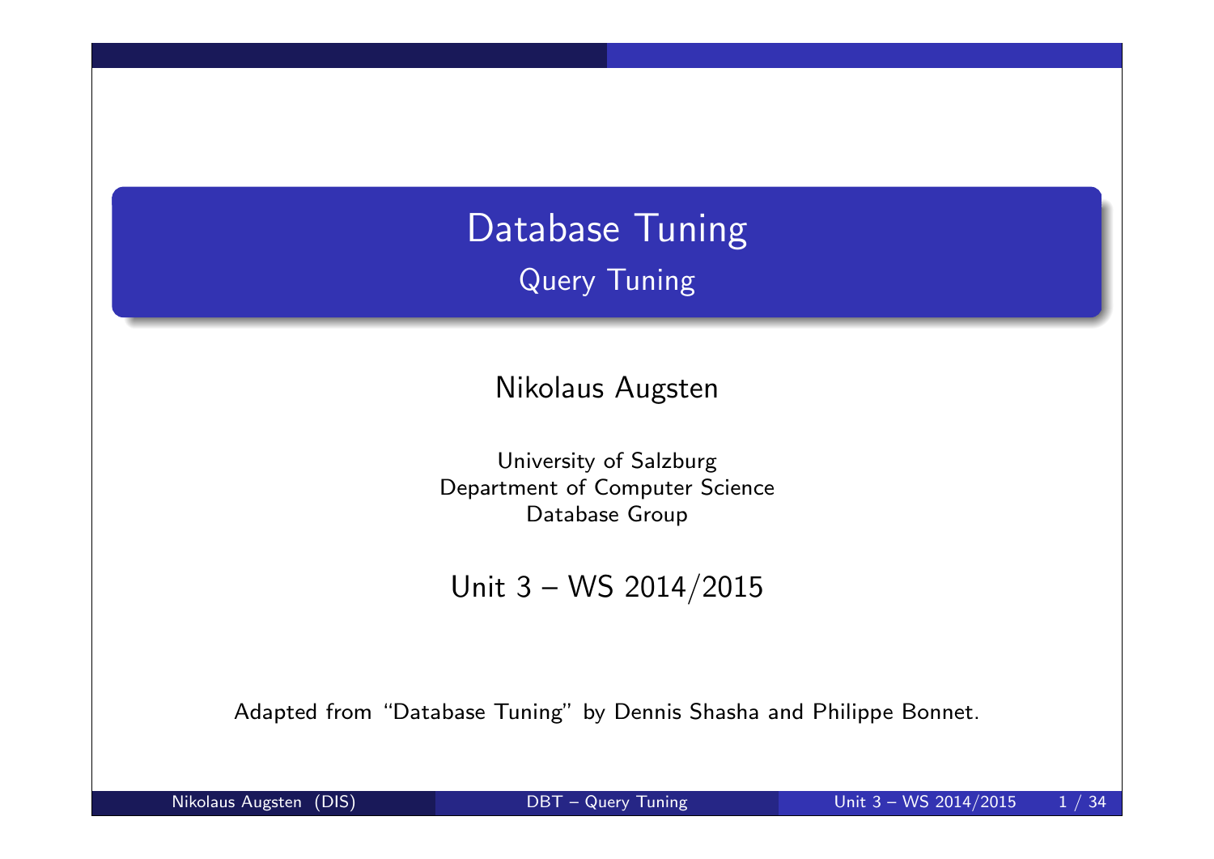# Database Tuning

## Query Tuning

Nikolaus Augsten

University of Salzburg
Department of Computer Science
Database Group

Unit 3 – WS 2014/2015

Adapted from "Database Tuning" by Dennis Shasha and Philippe Bonnet.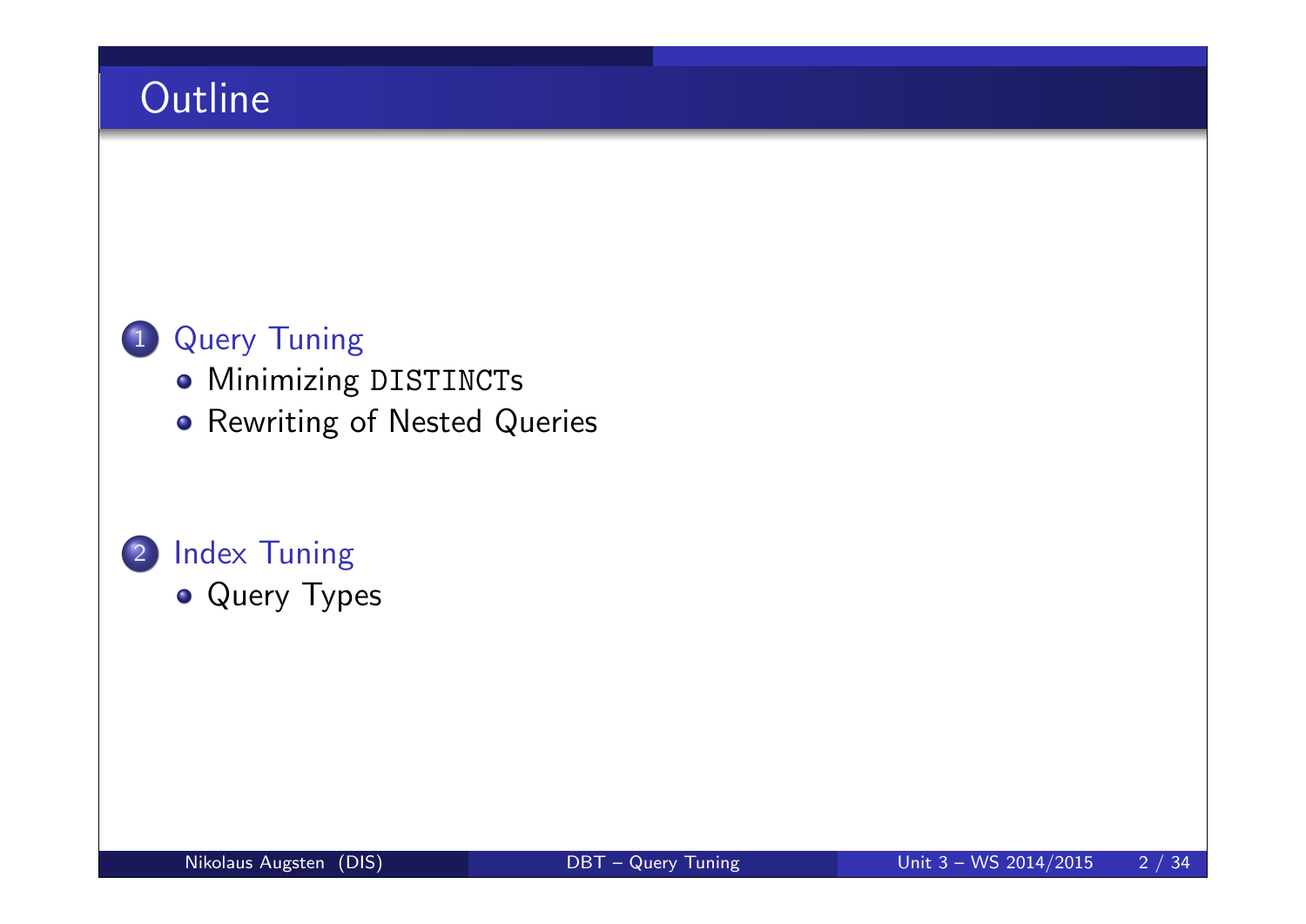# Outline

1. Query Tuning
   - Minimizing `DISTINCT`s
   - Rewriting of Nested Queries

2. Index Tuning
   - Query Types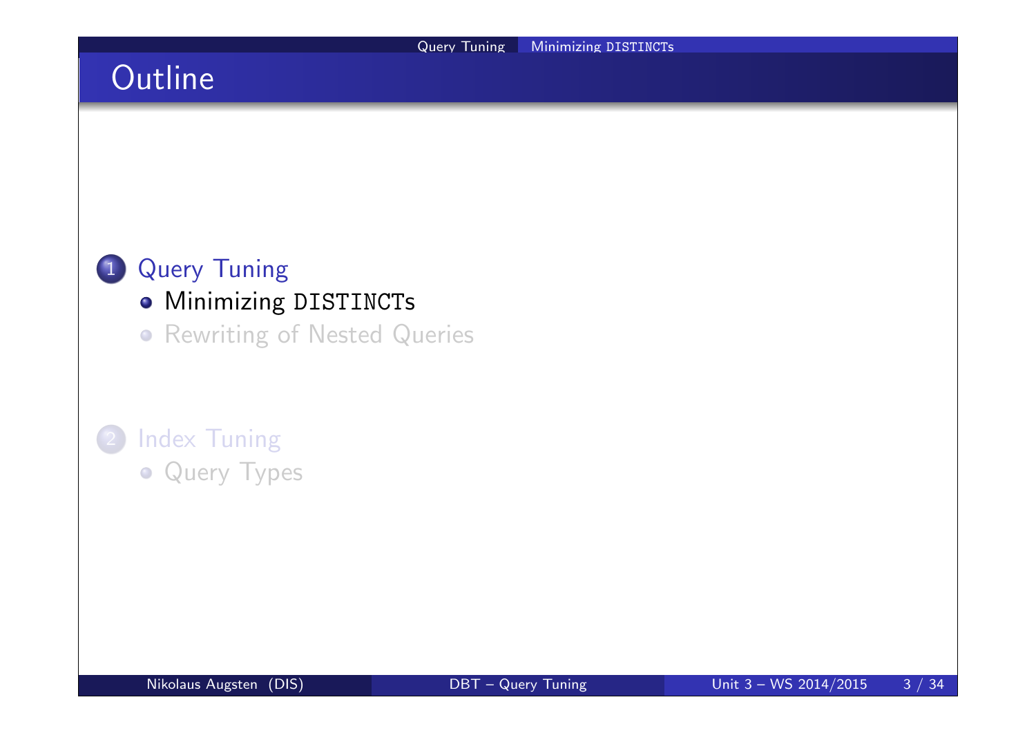# Outline

1. Query Tuning
   - Minimizing DISTINCTs
   - Rewriting of Nested Queries
2. Index Tuning
   - Query Types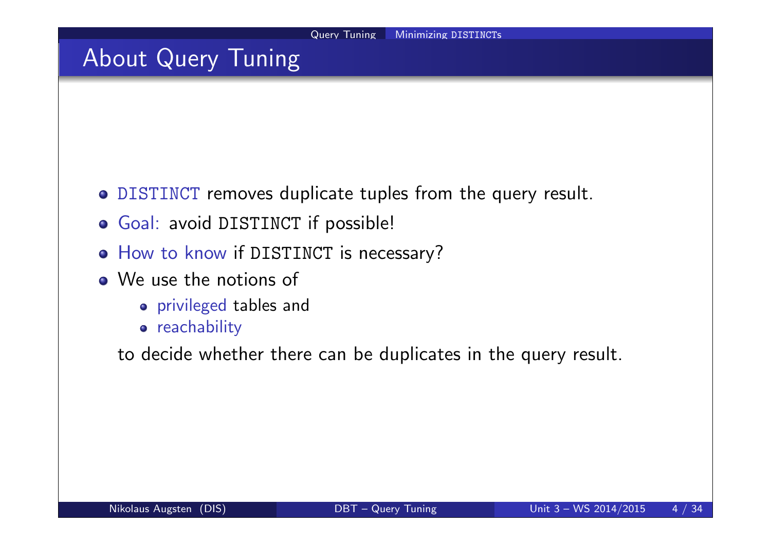# About Query Tuning

- DISTINCT removes duplicate tuples from the query result.
- Goal: avoid DISTINCT if possible!
- How to know if DISTINCT is necessary?
- We use the notions of
  - privileged tables and
  - reachability

  to decide whether there can be duplicates in the query result.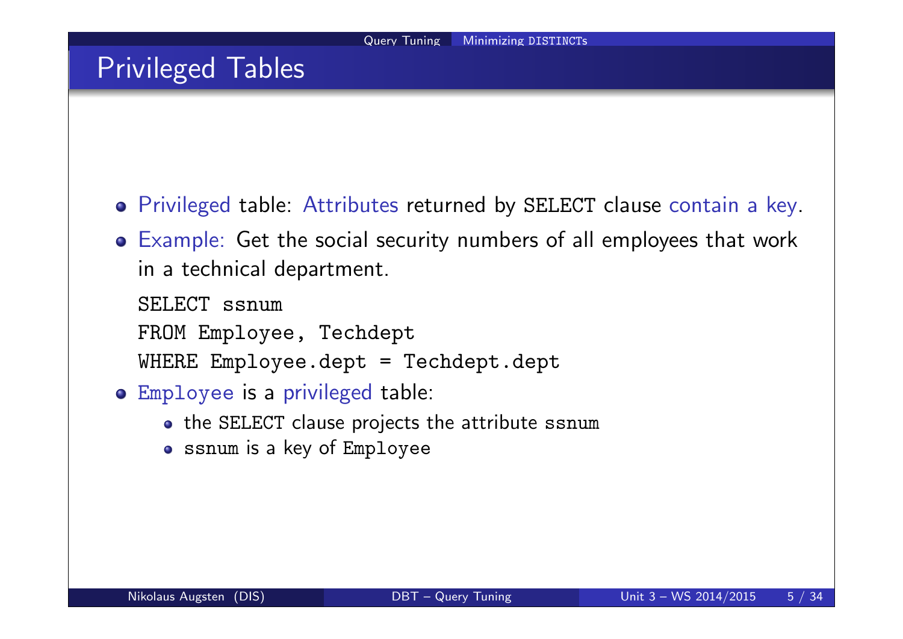# Privileged Tables

- Privileged table: Attributes returned by SELECT clause contain a key.
- Example: Get the social security numbers of all employees that work in a technical department.

```
SELECT ssnum
FROM Employee, Techdept
WHERE Employee.dept = Techdept.dept
```

- Employee is a privileged table:
  - the SELECT clause projects the attribute ssnum
  - ssnum is a key of Employee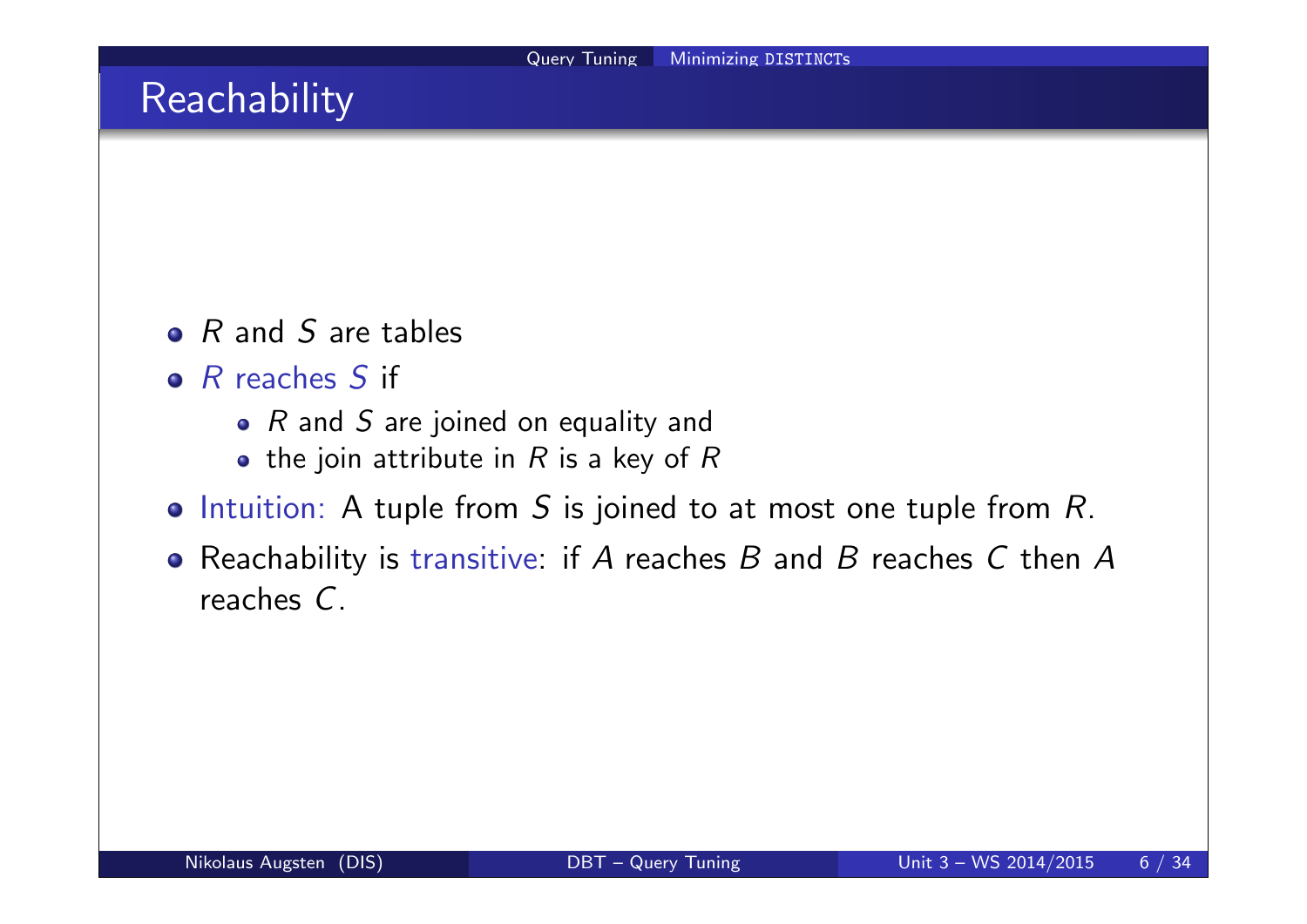# Reachability

- $R$ and $S$ are tables
- *$R$ reaches $S$* if
  - $R$ and $S$ are joined on equality and
  - the join attribute in $R$ is a key of $R$
- Intuition: A tuple from $S$ is joined to at most one tuple from $R$.
- Reachability is transitive: if $A$ reaches $B$ and $B$ reaches $C$ then $A$ reaches $C$.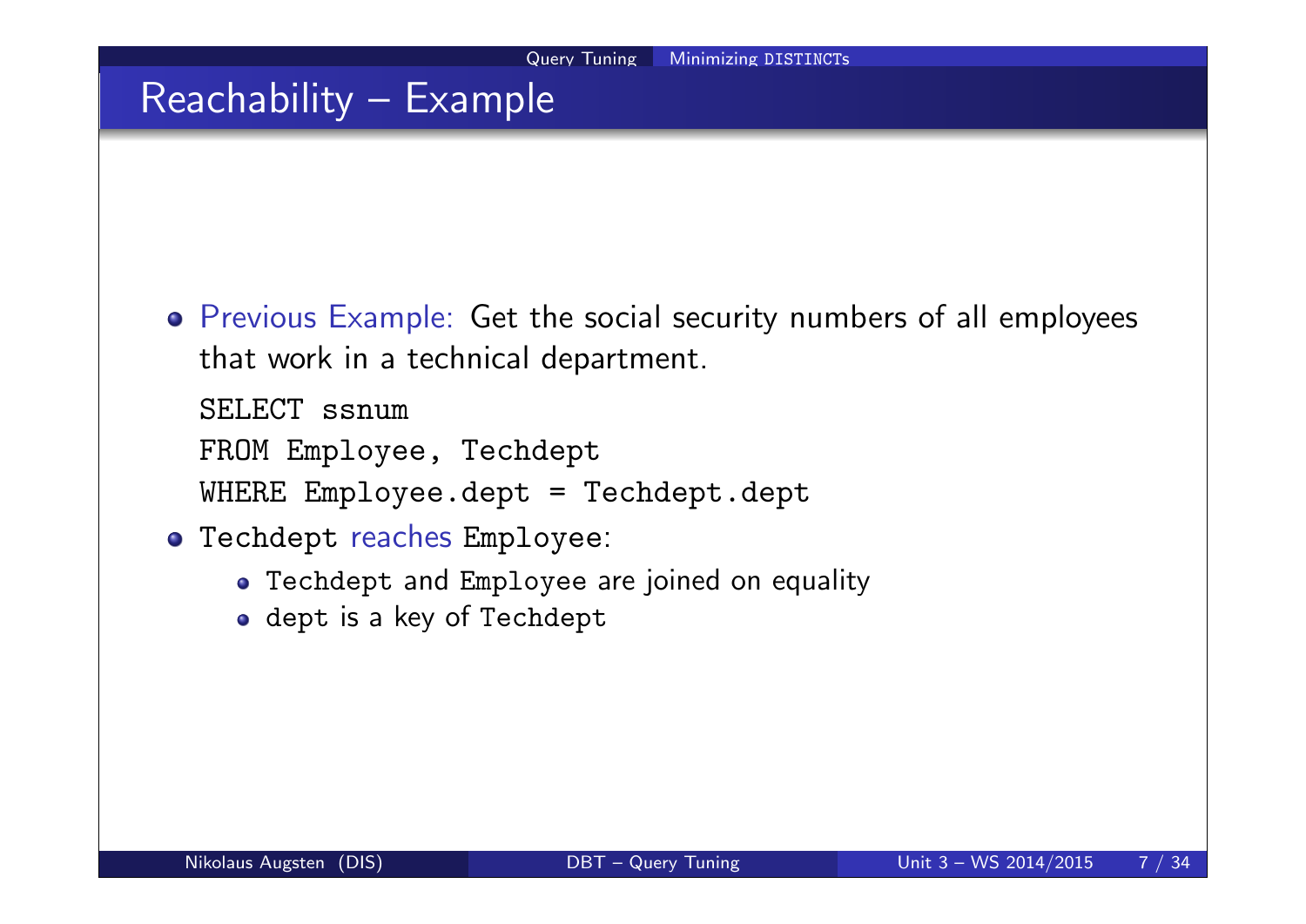# Reachability – Example

- Previous Example: Get the social security numbers of all employees that work in a technical department.

```
SELECT ssnum
FROM Employee, Techdept
WHERE Employee.dept = Techdept.dept
```

- `Techdept` reaches `Employee`:
  - `Techdept` and `Employee` are joined on equality
  - `dept` is a key of `Techdept`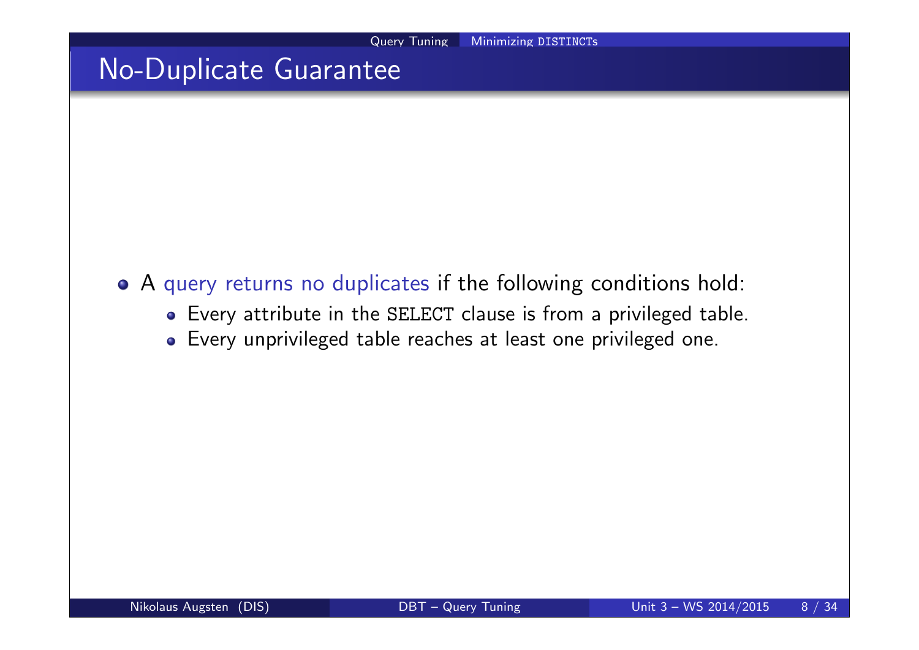# No-Duplicate Guarantee

- A query returns no duplicates if the following conditions hold:
  - Every attribute in the `SELECT` clause is from a privileged table.
  - Every unprivileged table reaches at least one privileged one.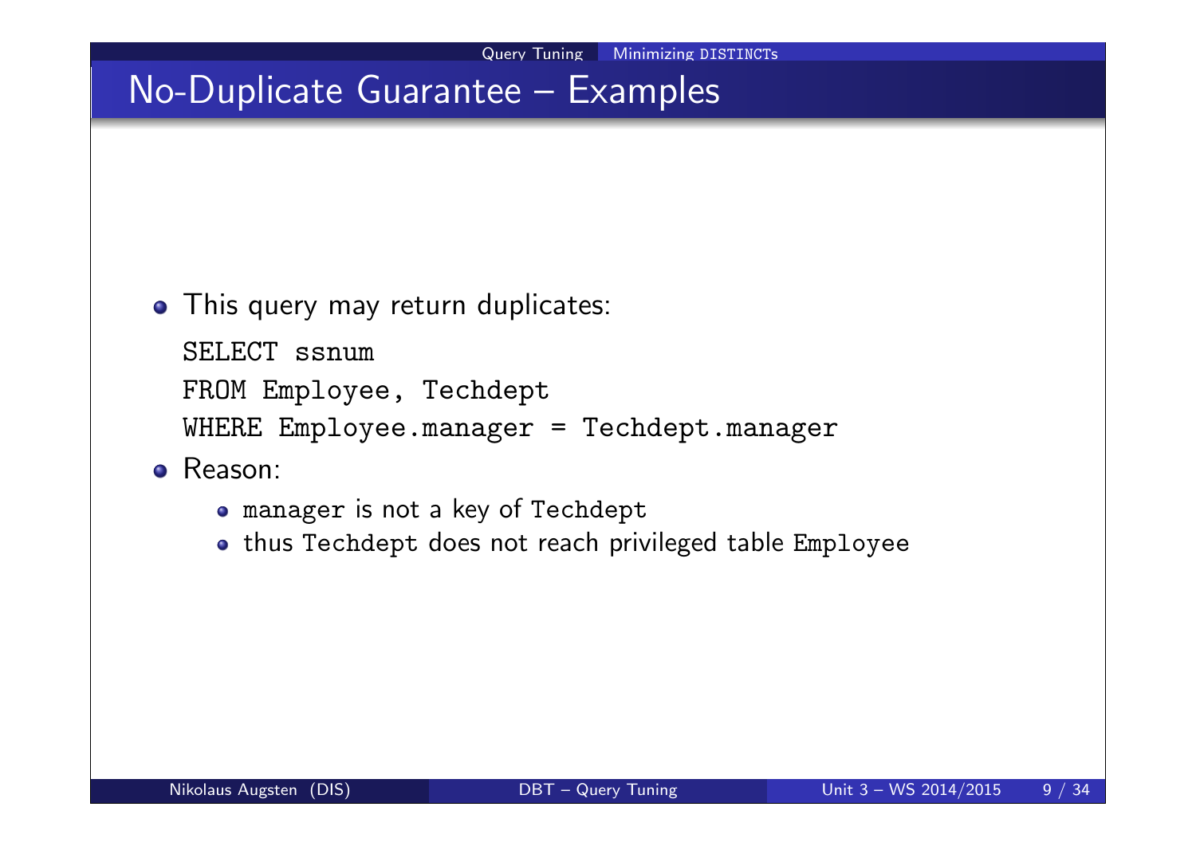# No-Duplicate Guarantee – Examples

- This query may return duplicates:

```
SELECT ssnum
FROM Employee, Techdept
WHERE Employee.manager = Techdept.manager
```

- Reason:
  - `manager` is not a key of `Techdept`
  - thus `Techdept` does not reach privileged table `Employee`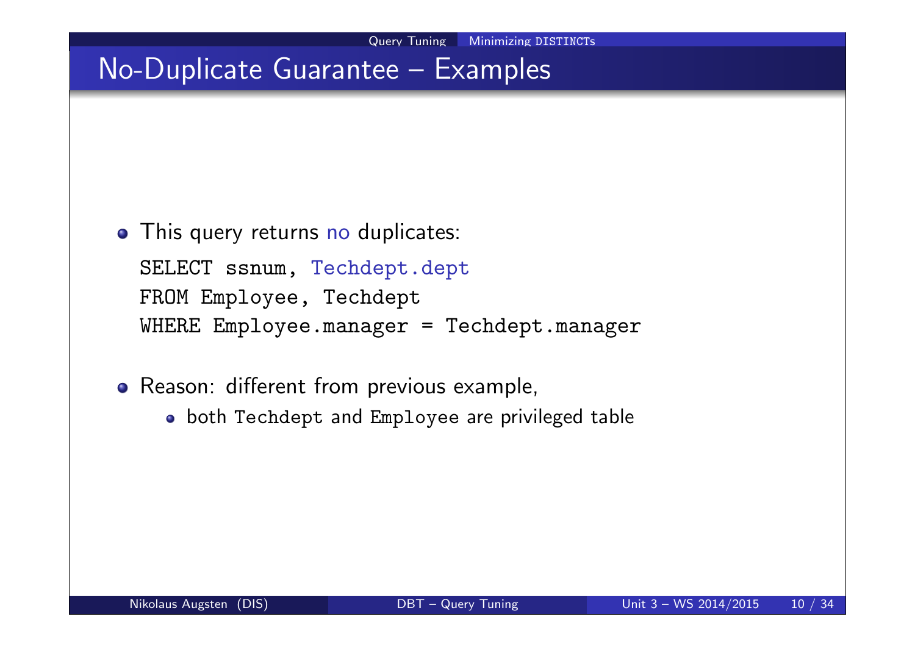# No-Duplicate Guarantee – Examples

- This query returns no duplicates:

```
SELECT ssnum, Techdept.dept
FROM Employee, Techdept
WHERE Employee.manager = Techdept.manager
```

- Reason: different from previous example,
  - both Techdept and Employee are privileged table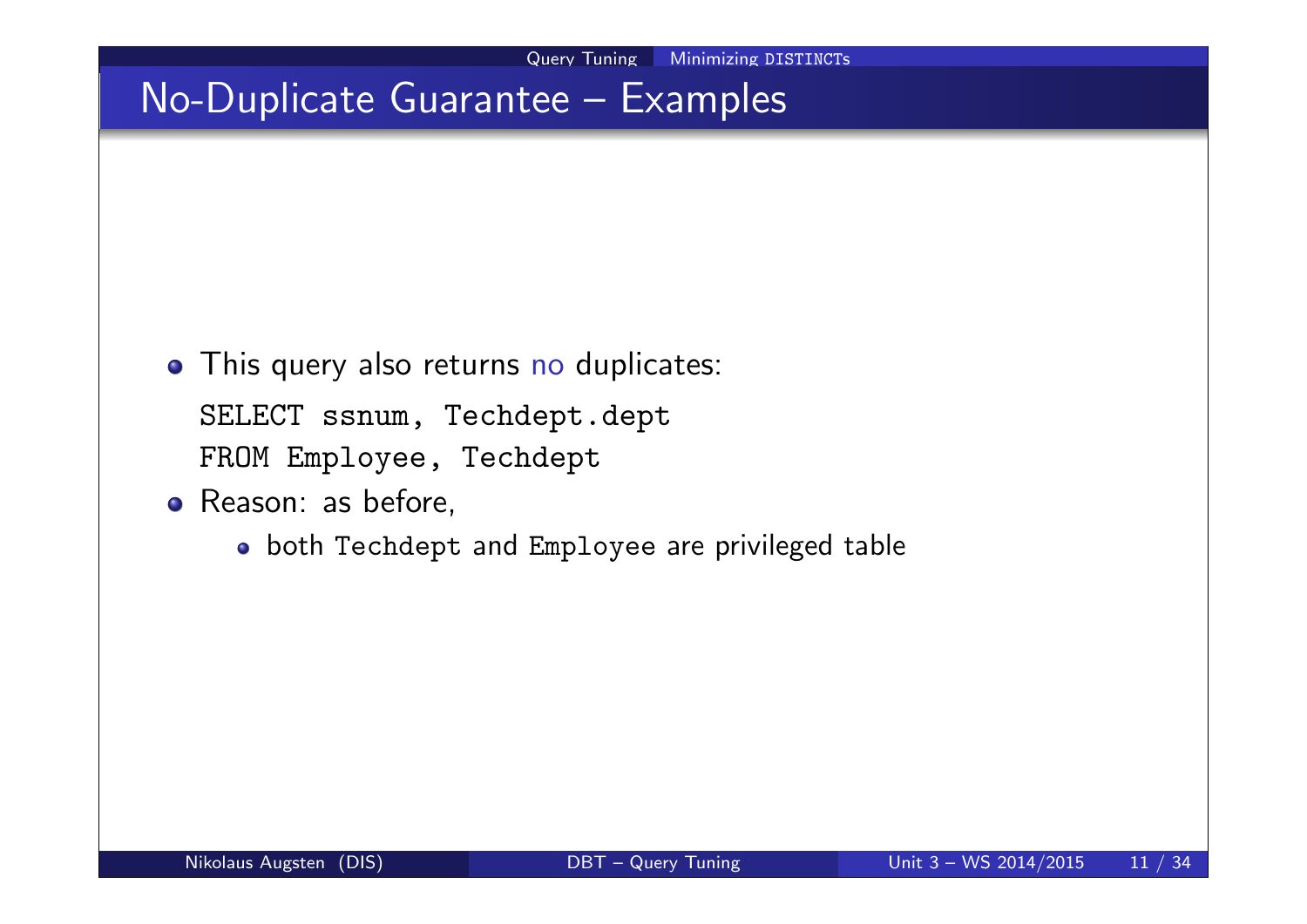## No-Duplicate Guarantee – Examples

- This query also returns no duplicates:

```
SELECT ssnum, Techdept.dept
FROM Employee, Techdept
```

- Reason: as before,
  - both Techdept and Employee are privileged table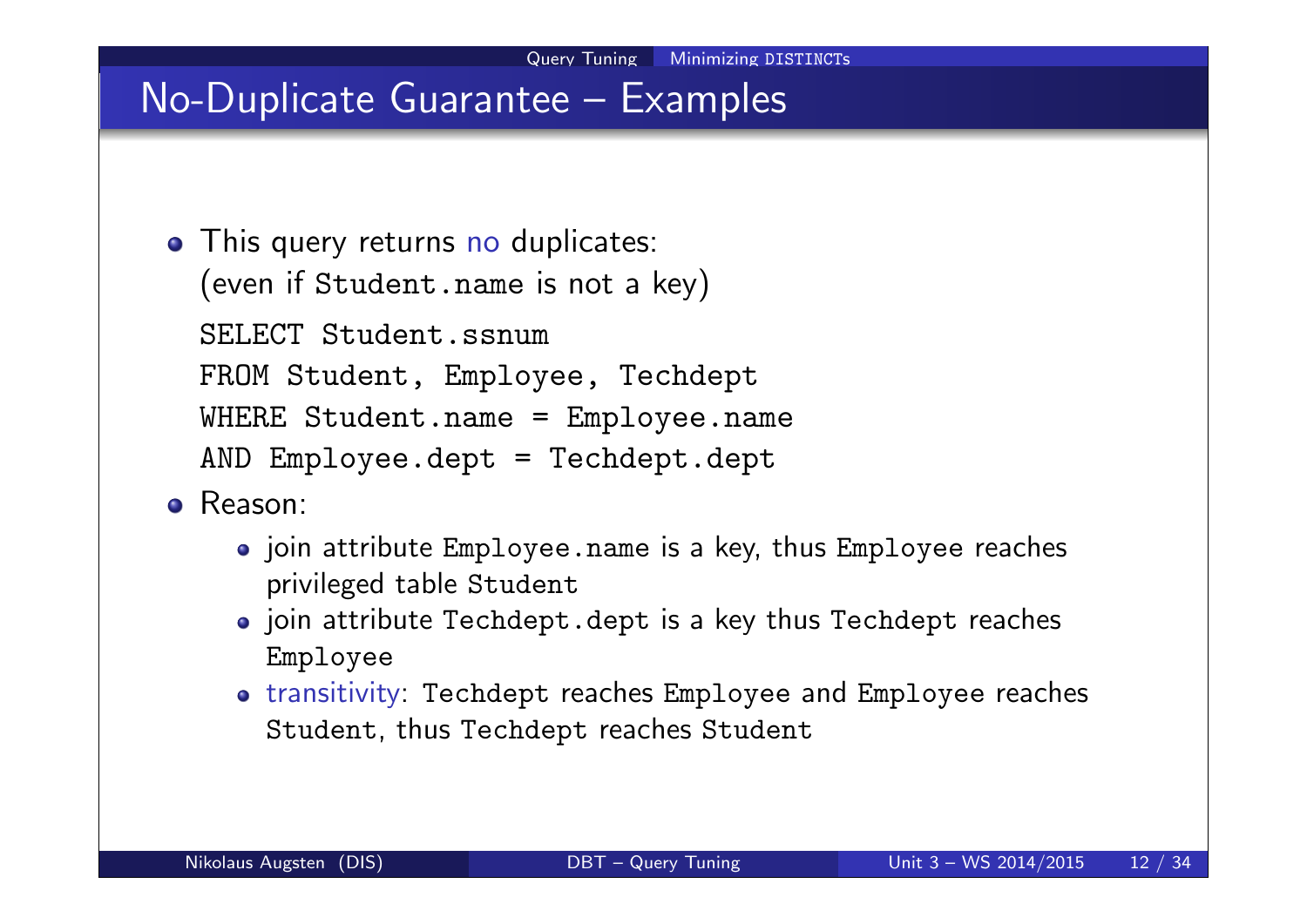## No-Duplicate Guarantee – Examples

- This query returns no duplicates:
  (even if `Student.name` is not a key)

```
SELECT Student.ssnum
FROM Student, Employee, Techdept
WHERE Student.name = Employee.name
AND Employee.dept = Techdept.dept
```

- Reason:
  - join attribute `Employee.name` is a key, thus `Employee` reaches privileged table `Student`
  - join attribute `Techdept.dept` is a key thus `Techdept` reaches `Employee`
  - transitivity: `Techdept` reaches `Employee` and `Employee` reaches `Student`, thus `Techdept` reaches `Student`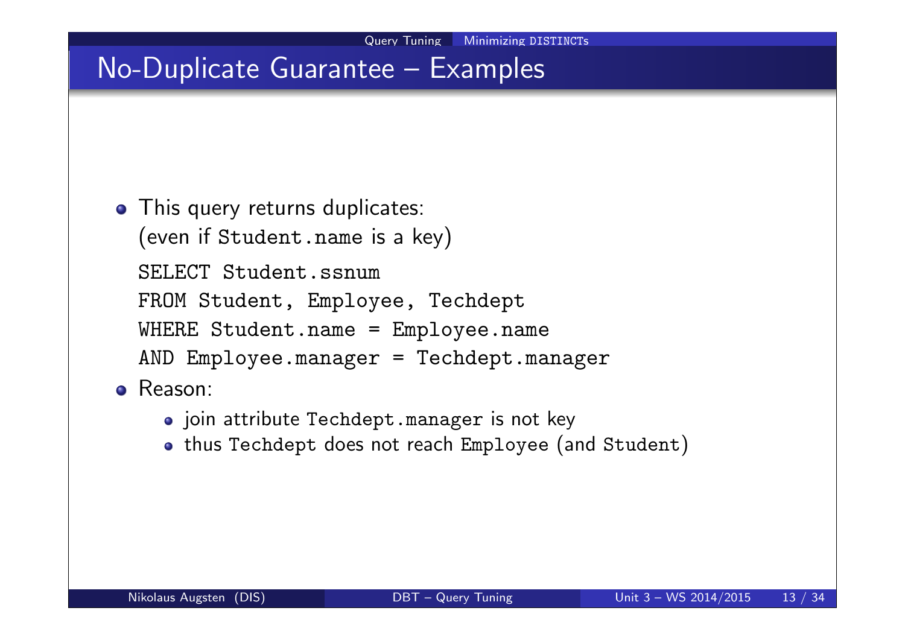# No-Duplicate Guarantee – Examples

- This query returns duplicates:
  (even if `Student.name` is a key)

```
SELECT Student.ssnum
FROM Student, Employee, Techdept
WHERE Student.name = Employee.name
AND Employee.manager = Techdept.manager
```

- Reason:
  - join attribute `Techdept.manager` is not key
  - thus `Techdept` does not reach `Employee` (and `Student`)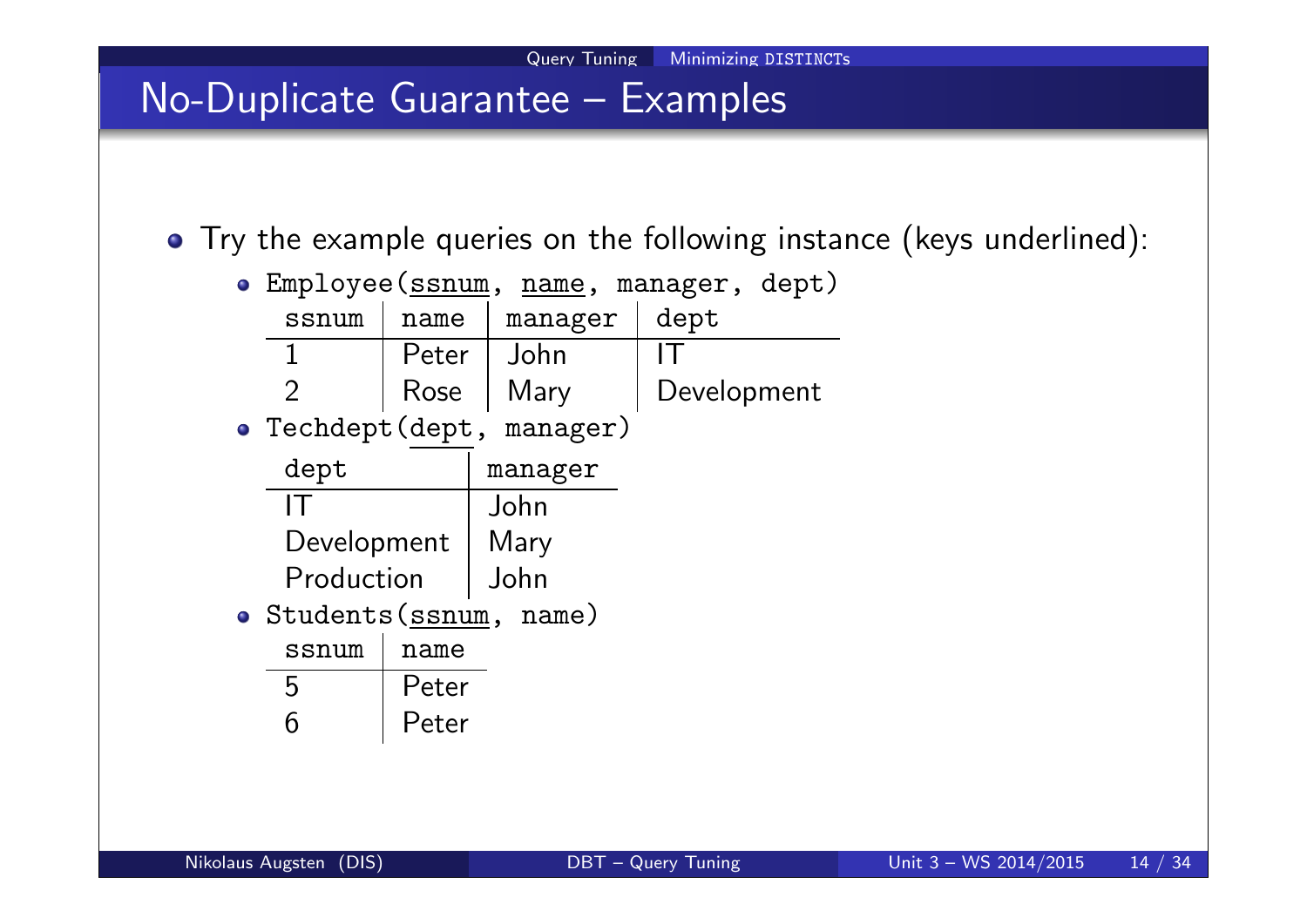# No-Duplicate Guarantee – Examples

- Try the example queries on the following instance (keys underlined):
  - Employee(<u>ssnum</u>, <u>name</u>, manager, dept)

| ssnum | name | manager | dept |
|---|---|---|---|
| 1 | Peter | John | IT |
| 2 | Rose | Mary | Development |

  - Techdept(<u>dept</u>, manager)

| dept | manager |
|---|---|
| IT | John |
| Development | Mary |
| Production | John |

  - Students(<u>ssnum</u>, name)

| ssnum | name |
|---|---|
| 5 | Peter |
| 6 | Peter |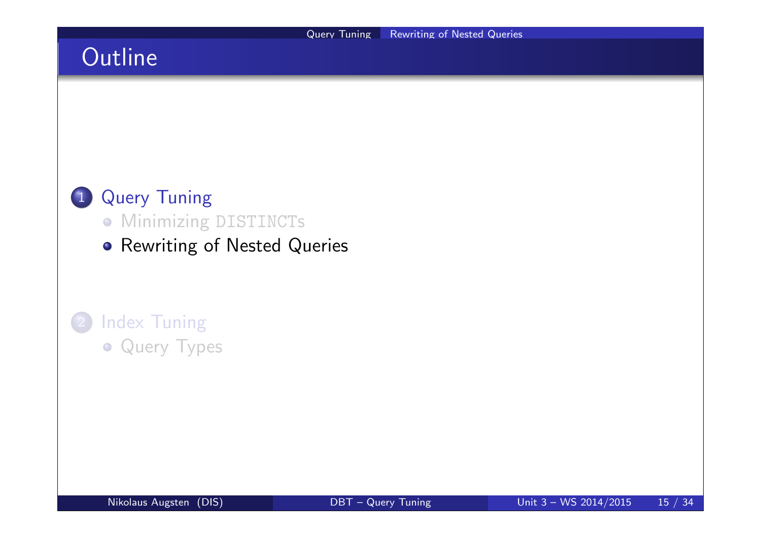# Outline

1. Query Tuning
   - Minimizing DISTINCTs
   - Rewriting of Nested Queries
2. Index Tuning
   - Query Types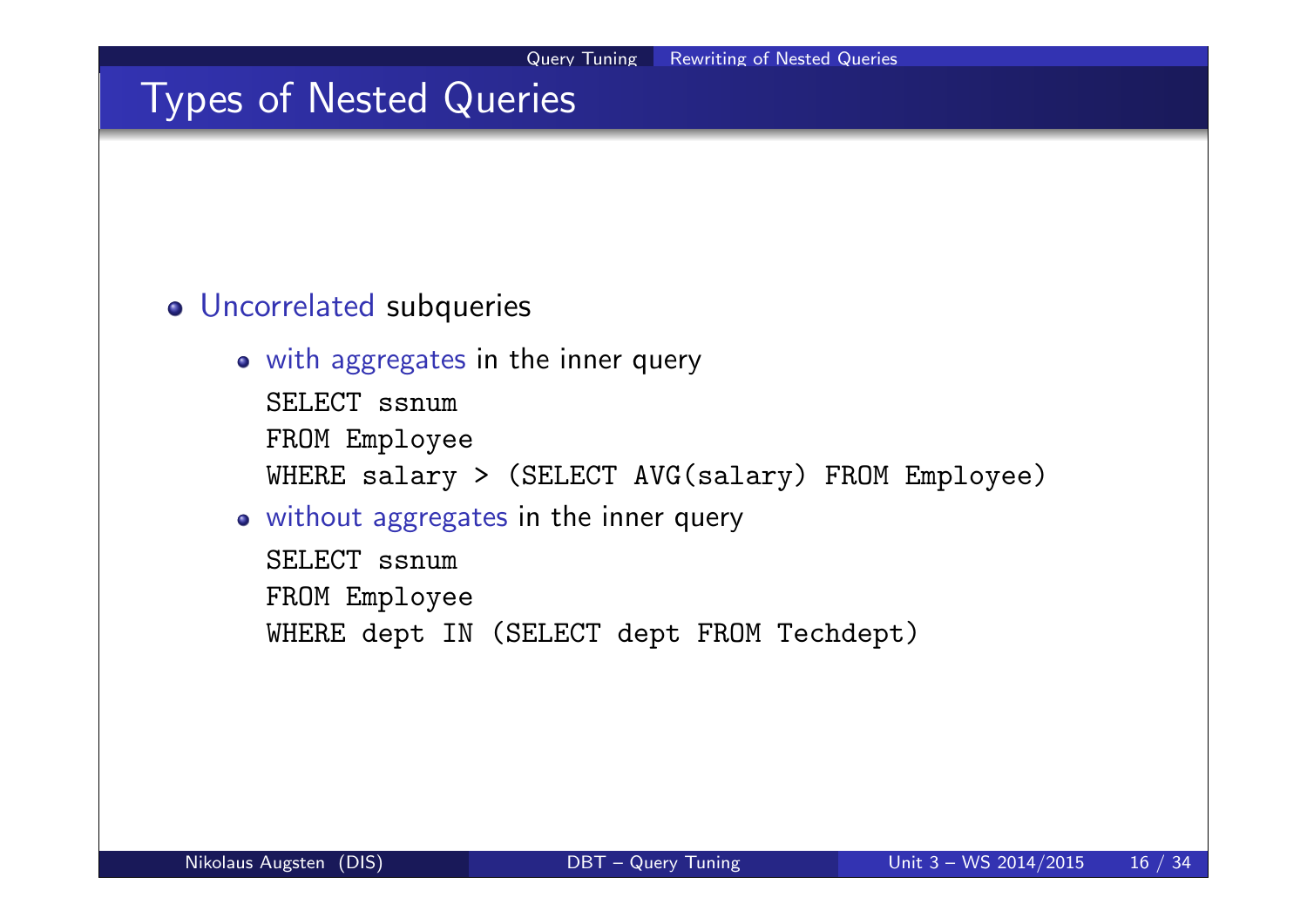# Types of Nested Queries

- Uncorrelated subqueries
  - with aggregates in the inner query

    ```
    SELECT ssnum
    FROM Employee
    WHERE salary > (SELECT AVG(salary) FROM Employee)
    ```

  - without aggregates in the inner query

    ```
    SELECT ssnum
    FROM Employee
    WHERE dept IN (SELECT dept FROM Techdept)
    ```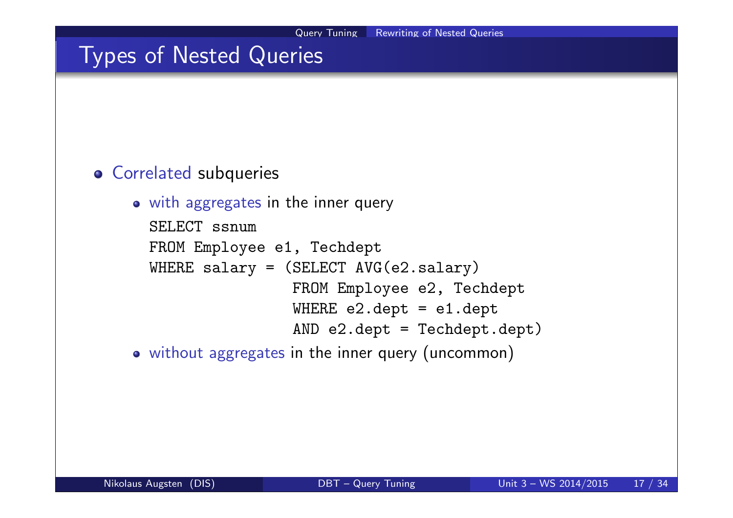# Types of Nested Queries

- Correlated subqueries
  - with aggregates in the inner query

```
SELECT ssnum
FROM Employee e1, Techdept
WHERE salary = (SELECT AVG(e2.salary)
                FROM Employee e2, Techdept
                WHERE e2.dept = e1.dept
                AND e2.dept = Techdept.dept)
```

  - without aggregates in the inner query (uncommon)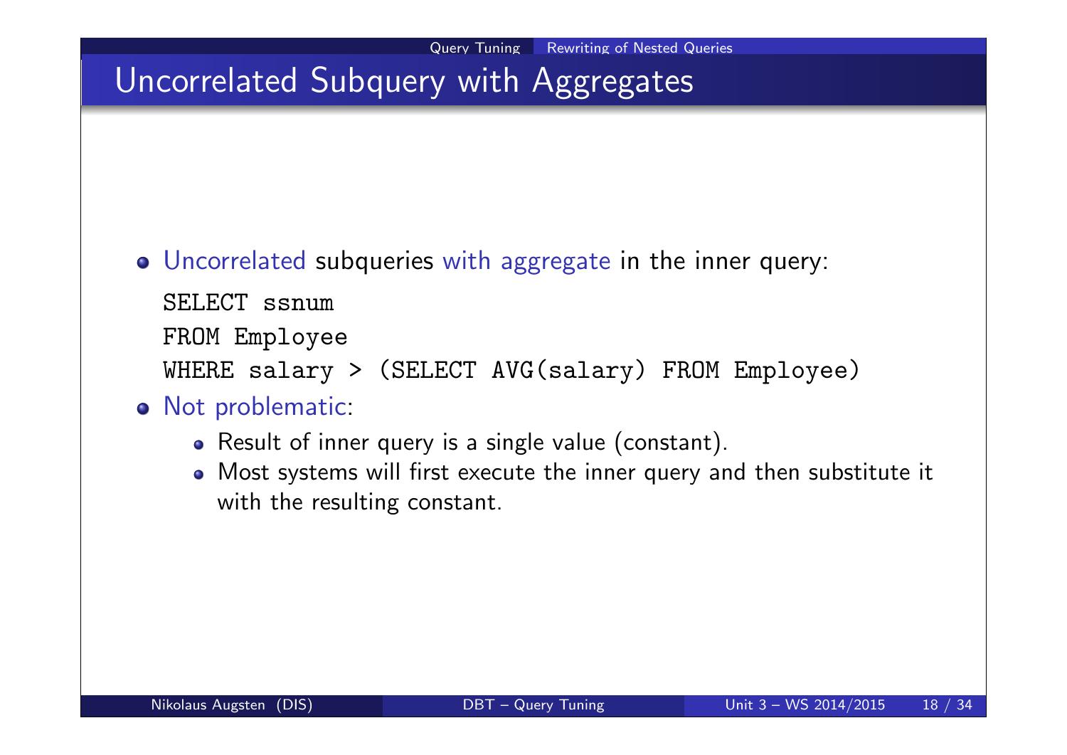# Uncorrelated Subquery with Aggregates

- Uncorrelated subqueries with aggregate in the inner query:

```
SELECT ssnum
FROM Employee
WHERE salary > (SELECT AVG(salary) FROM Employee)
```

- Not problematic:
  - Result of inner query is a single value (constant).
  - Most systems will first execute the inner query and then substitute it with the resulting constant.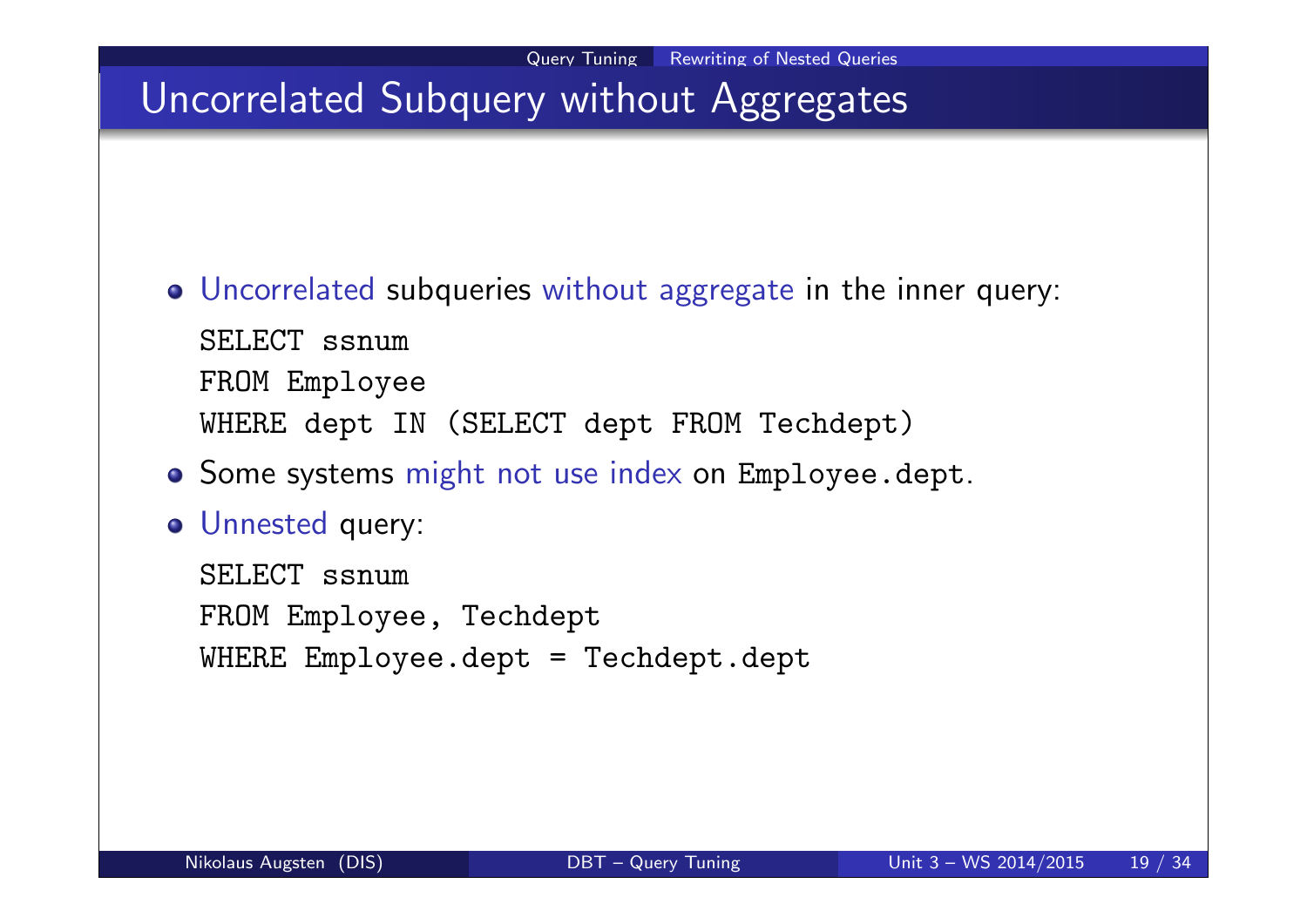# Uncorrelated Subquery without Aggregates

- Uncorrelated subqueries without aggregate in the inner query:

```
SELECT ssnum
FROM Employee
WHERE dept IN (SELECT dept FROM Techdept)
```

- Some systems might not use index on `Employee.dept`.
- Unnested query:

```
SELECT ssnum
FROM Employee, Techdept
WHERE Employee.dept = Techdept.dept
```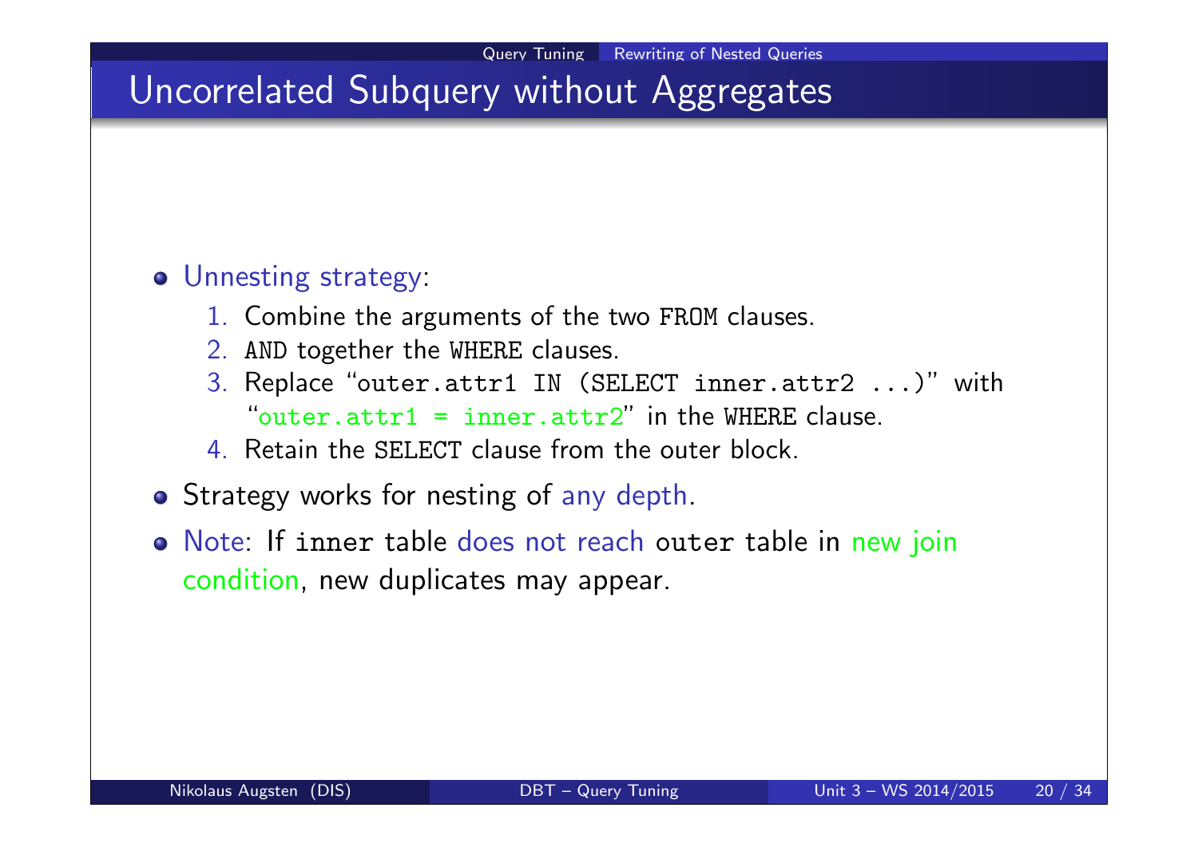# Uncorrelated Subquery without Aggregates

- Unnesting strategy:
  1. Combine the arguments of the two `FROM` clauses.
  2. `AND` together the `WHERE` clauses.
  3. Replace "`outer.attr1 IN (SELECT inner.attr2 ...)`" with "`outer.attr1 = inner.attr2`" in the `WHERE` clause.
  4. Retain the `SELECT` clause from the outer block.
- Strategy works for nesting of any depth.
- Note: If `inner` table does not reach `outer` table in new join condition, new duplicates may appear.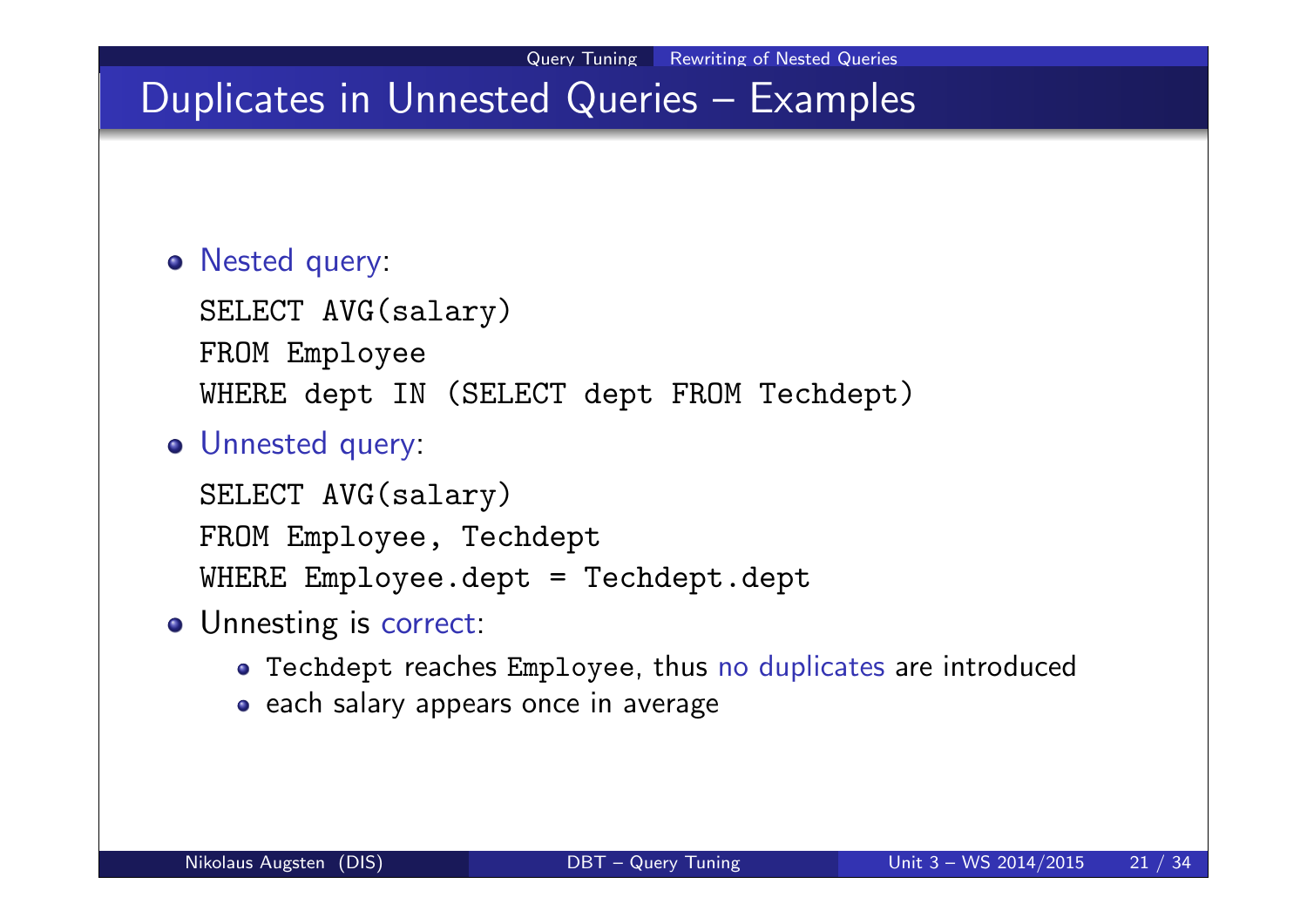# Duplicates in Unnested Queries – Examples

- Nested query:

```
SELECT AVG(salary)
FROM Employee
WHERE dept IN (SELECT dept FROM Techdept)
```

- Unnested query:

```
SELECT AVG(salary)
FROM Employee, Techdept
WHERE Employee.dept = Techdept.dept
```

- Unnesting is correct:
  - `Techdept` reaches `Employee`, thus no duplicates are introduced
  - each salary appears once in average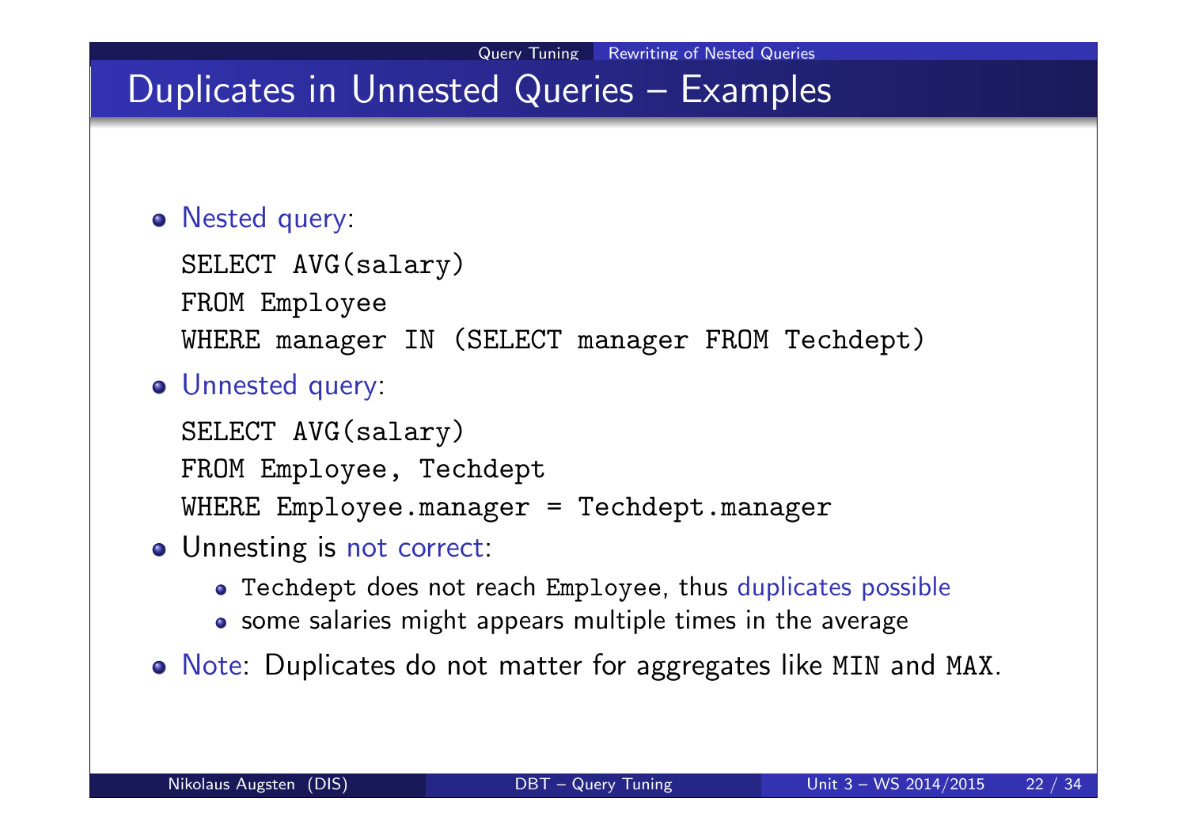# Duplicates in Unnested Queries – Examples

- Nested query:

```
SELECT AVG(salary)
FROM Employee
WHERE manager IN (SELECT manager FROM Techdept)
```

- Unnested query:

```
SELECT AVG(salary)
FROM Employee, Techdept
WHERE Employee.manager = Techdept.manager
```

- Unnesting is not correct:
  - `Techdept` does not reach `Employee`, thus duplicates possible
  - some salaries might appears multiple times in the average
- Note: Duplicates do not matter for aggregates like `MIN` and `MAX`.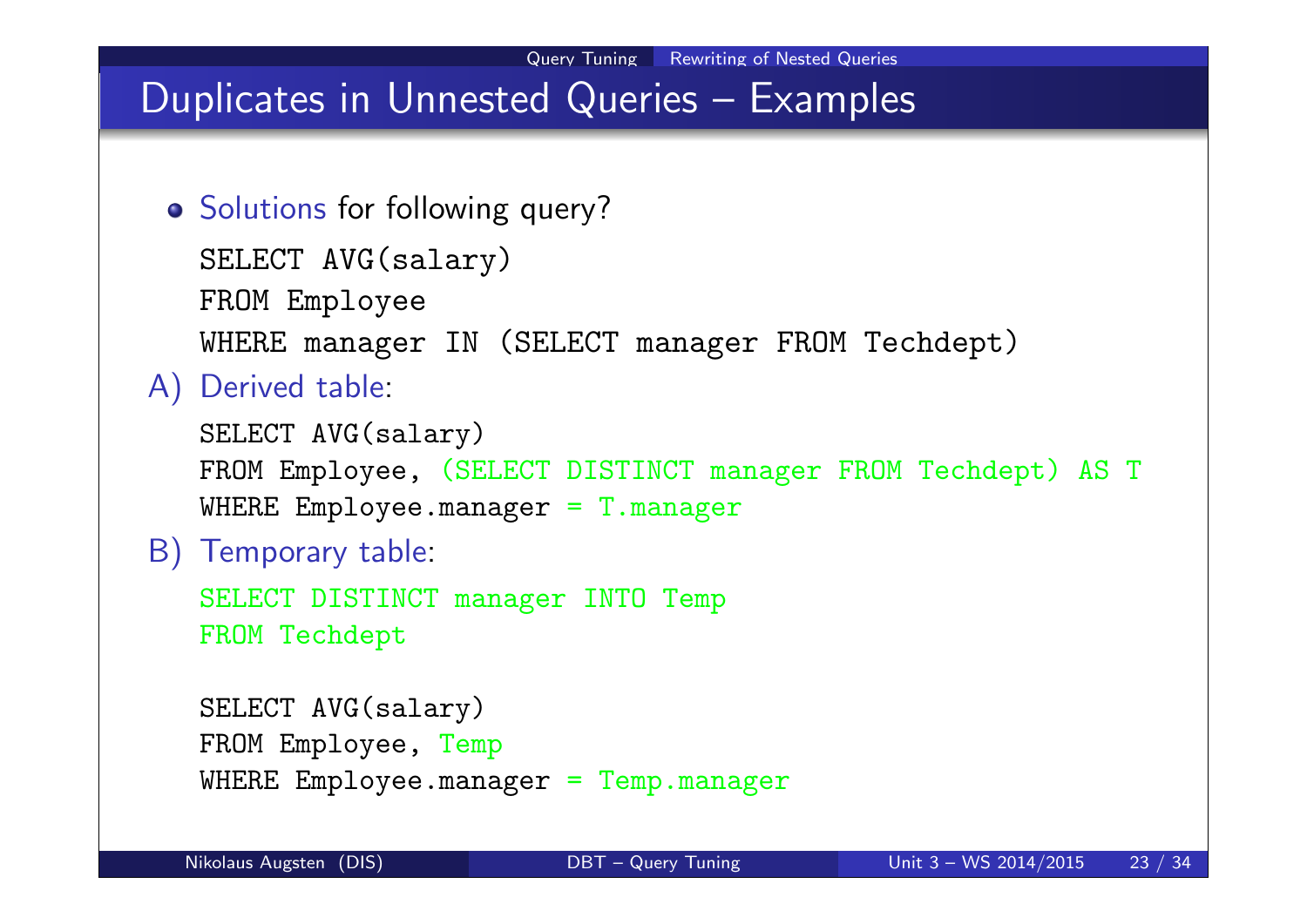# Duplicates in Unnested Queries – Examples

- Solutions for following query?

```
SELECT AVG(salary)
FROM Employee
WHERE manager IN (SELECT manager FROM Techdept)
```

A) Derived table:

```
SELECT AVG(salary)
FROM Employee, (SELECT DISTINCT manager FROM Techdept) AS T
WHERE Employee.manager = T.manager
```

B) Temporary table:

```
SELECT DISTINCT manager INTO Temp
FROM Techdept

SELECT AVG(salary)
FROM Employee, Temp
WHERE Employee.manager = Temp.manager
```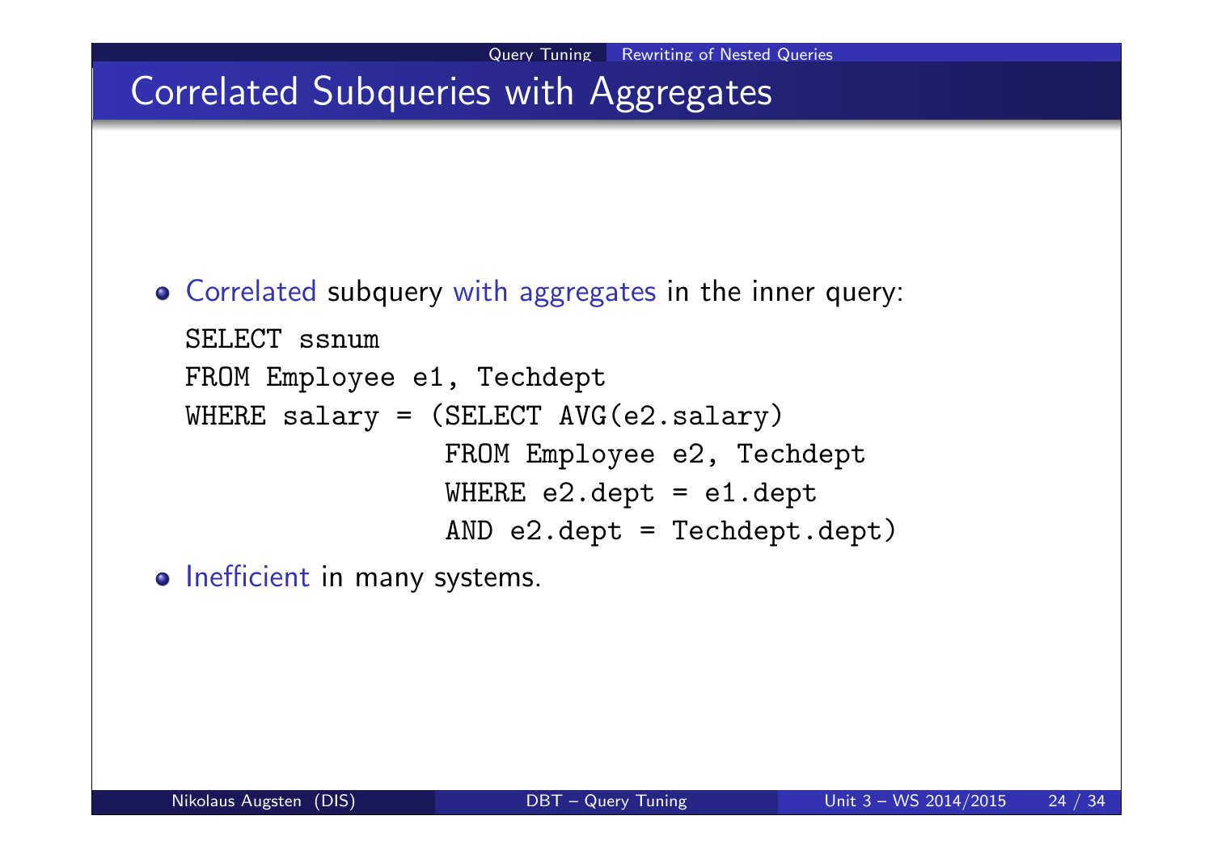# Correlated Subqueries with Aggregates

- Correlated subquery with aggregates in the inner query:

```
SELECT ssnum
FROM Employee e1, Techdept
WHERE salary = (SELECT AVG(e2.salary)
                FROM Employee e2, Techdept
                WHERE e2.dept = e1.dept
                AND e2.dept = Techdept.dept)
```

- Inefficient in many systems.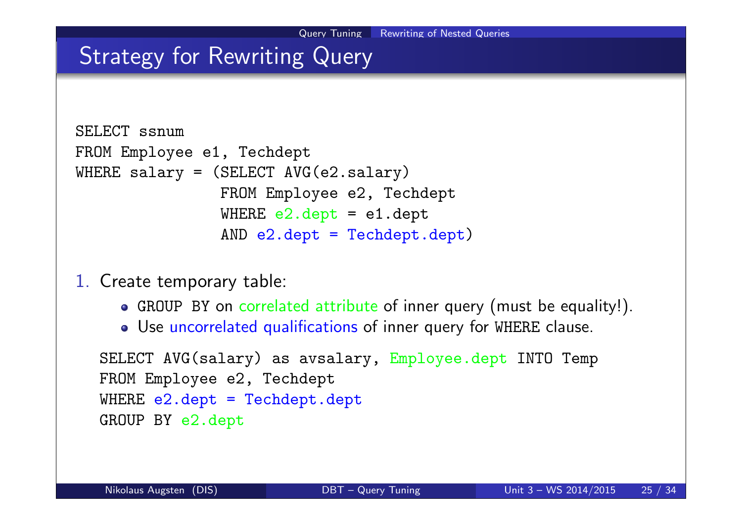# Strategy for Rewriting Query

```
SELECT ssnum
FROM Employee e1, Techdept
WHERE salary = (SELECT AVG(e2.salary)
                FROM Employee e2, Techdept
                WHERE e2.dept = e1.dept
                AND e2.dept = Techdept.dept)
```

1. Create temporary table:
   - GROUP BY on correlated attribute of inner query (must be equality!).
   - Use uncorrelated qualifications of inner query for WHERE clause.

```
SELECT AVG(salary) as avsalary, Employee.dept INTO Temp
FROM Employee e2, Techdept
WHERE e2.dept = Techdept.dept
GROUP BY e2.dept
```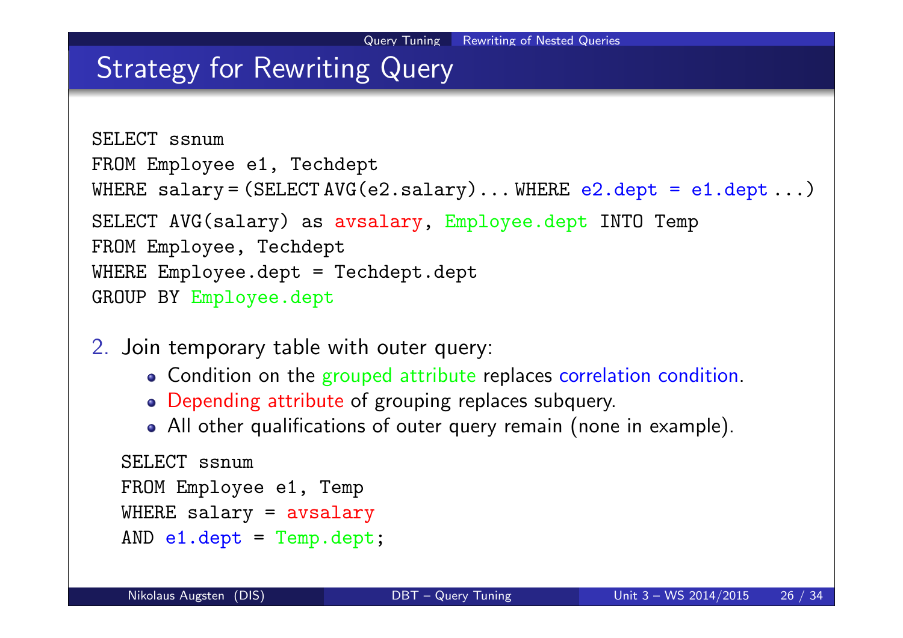## Strategy for Rewriting Query

```
SELECT ssnum
FROM Employee e1, Techdept
WHERE salary = (SELECT AVG(e2.salary)... WHERE e2.dept = e1.dept ...)
```

```
SELECT AVG(salary) as avsalary, Employee.dept INTO Temp
FROM Employee, Techdept
WHERE Employee.dept = Techdept.dept
GROUP BY Employee.dept
```

2. Join temporary table with outer query:
   - Condition on the grouped attribute replaces correlation condition.
   - Depending attribute of grouping replaces subquery.
   - All other qualifications of outer query remain (none in example).

```
SELECT ssnum
FROM Employee e1, Temp
WHERE salary = avsalary
AND e1.dept = Temp.dept;
```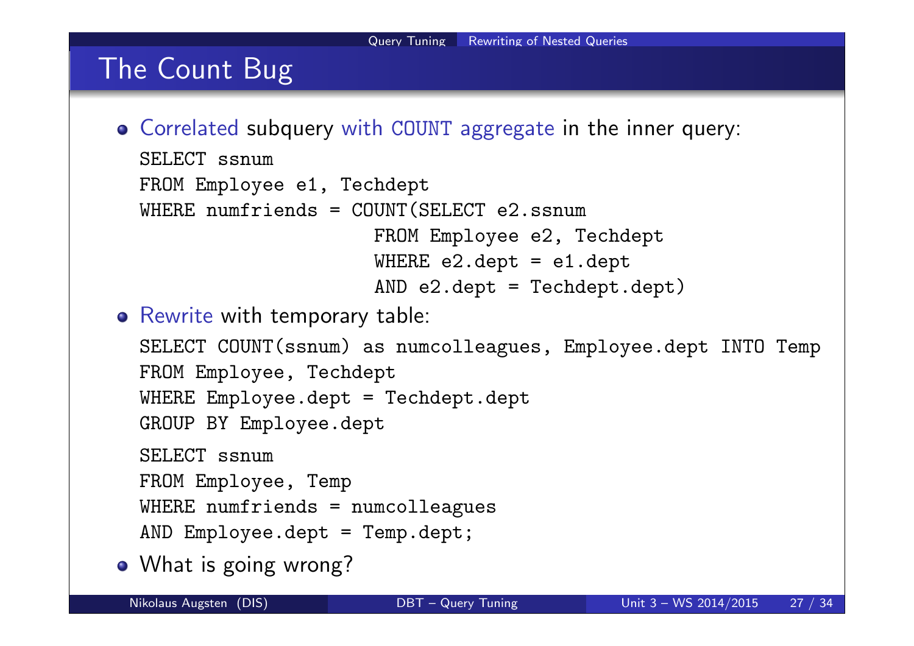# The Count Bug

- Correlated subquery with COUNT aggregate in the inner query:

```
SELECT ssnum
FROM Employee e1, Techdept
WHERE numfriends = COUNT(SELECT e2.ssnum
                     FROM Employee e2, Techdept
                     WHERE e2.dept = e1.dept
                     AND e2.dept = Techdept.dept)
```

- Rewrite with temporary table:

```
SELECT COUNT(ssnum) as numcolleagues, Employee.dept INTO Temp
FROM Employee, Techdept
WHERE Employee.dept = Techdept.dept
GROUP BY Employee.dept
```

```
SELECT ssnum
FROM Employee, Temp
WHERE numfriends = numcolleagues
AND Employee.dept = Temp.dept;
```

- What is going wrong?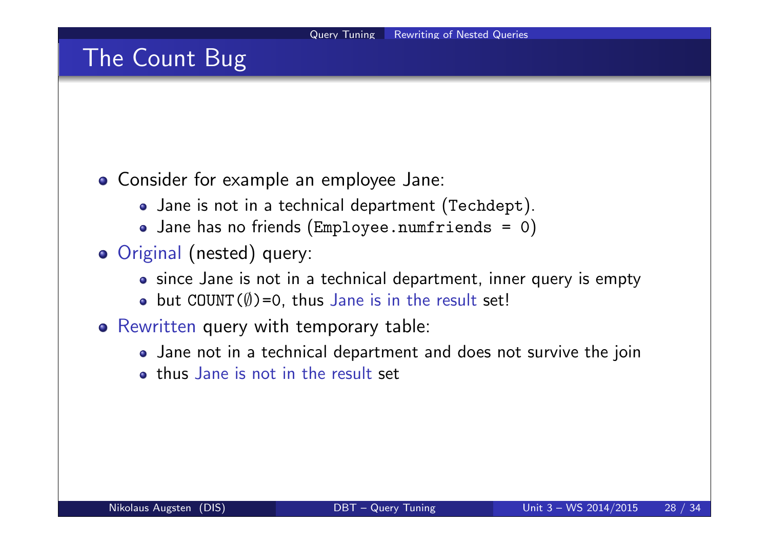# The Count Bug

- Consider for example an employee Jane:
  - Jane is not in a technical department (`Techdept`).
  - Jane has no friends (`Employee.numfriends = 0`)
- Original (nested) query:
  - since Jane is not in a technical department, inner query is empty
  - but `COUNT(∅)=0`, thus Jane is in the result set!
- Rewritten query with temporary table:
  - Jane not in a technical department and does not survive the join
  - thus Jane is not in the result set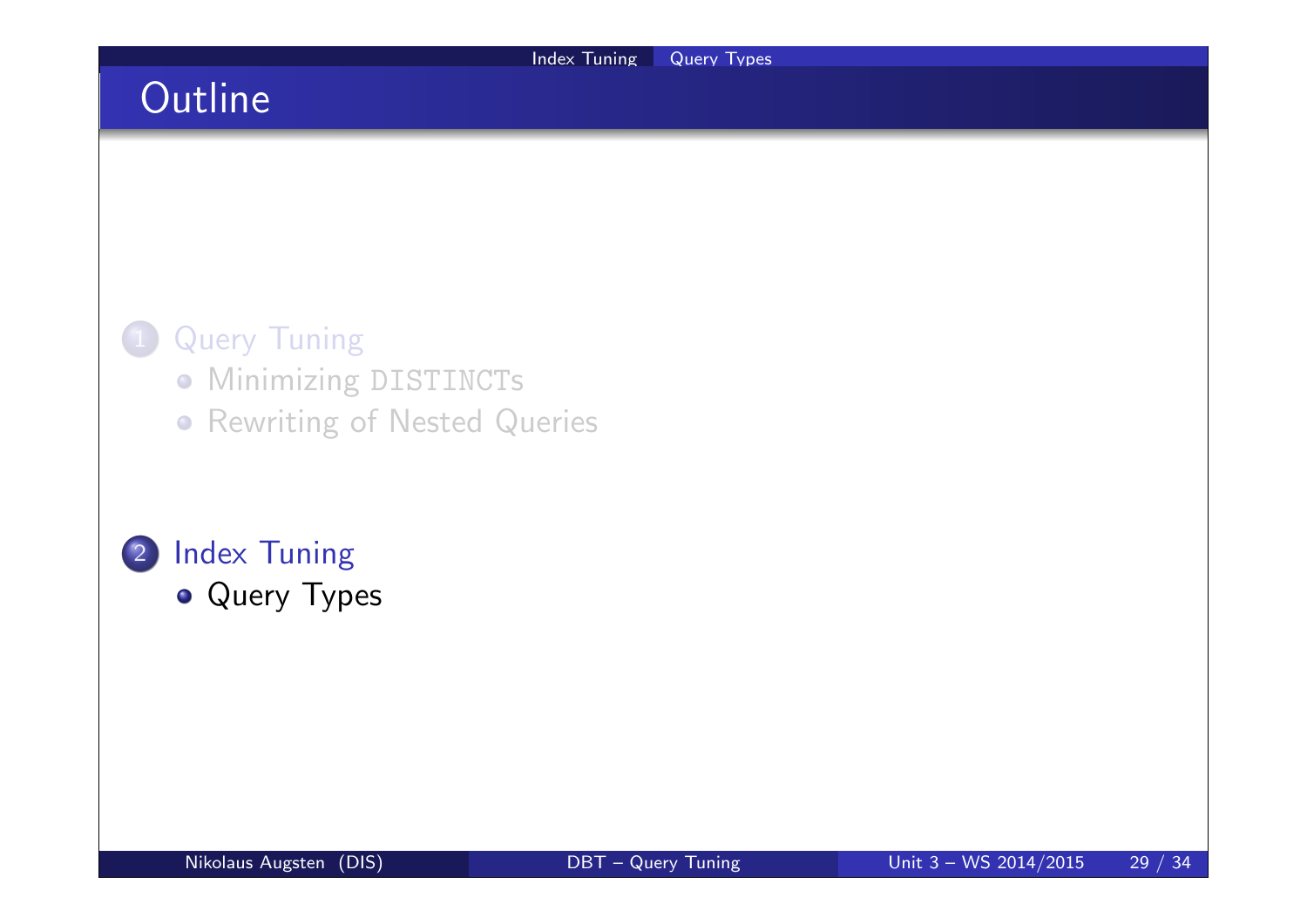# Outline

1. Query Tuning
   - Minimizing `DISTINCT`s
   - Rewriting of Nested Queries

2. Index Tuning
   - Query Types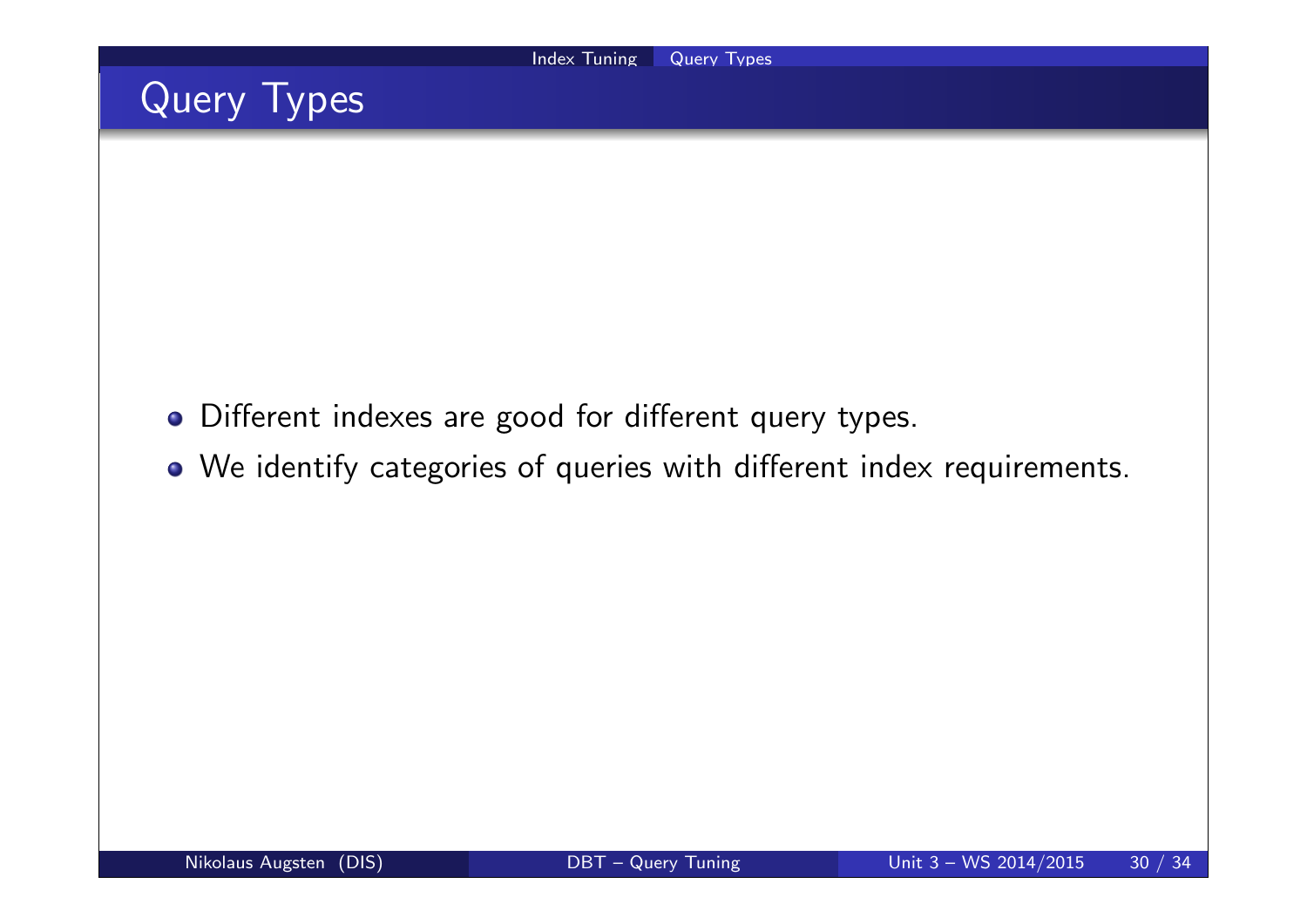# Query Types

- Different indexes are good for different query types.
- We identify categories of queries with different index requirements.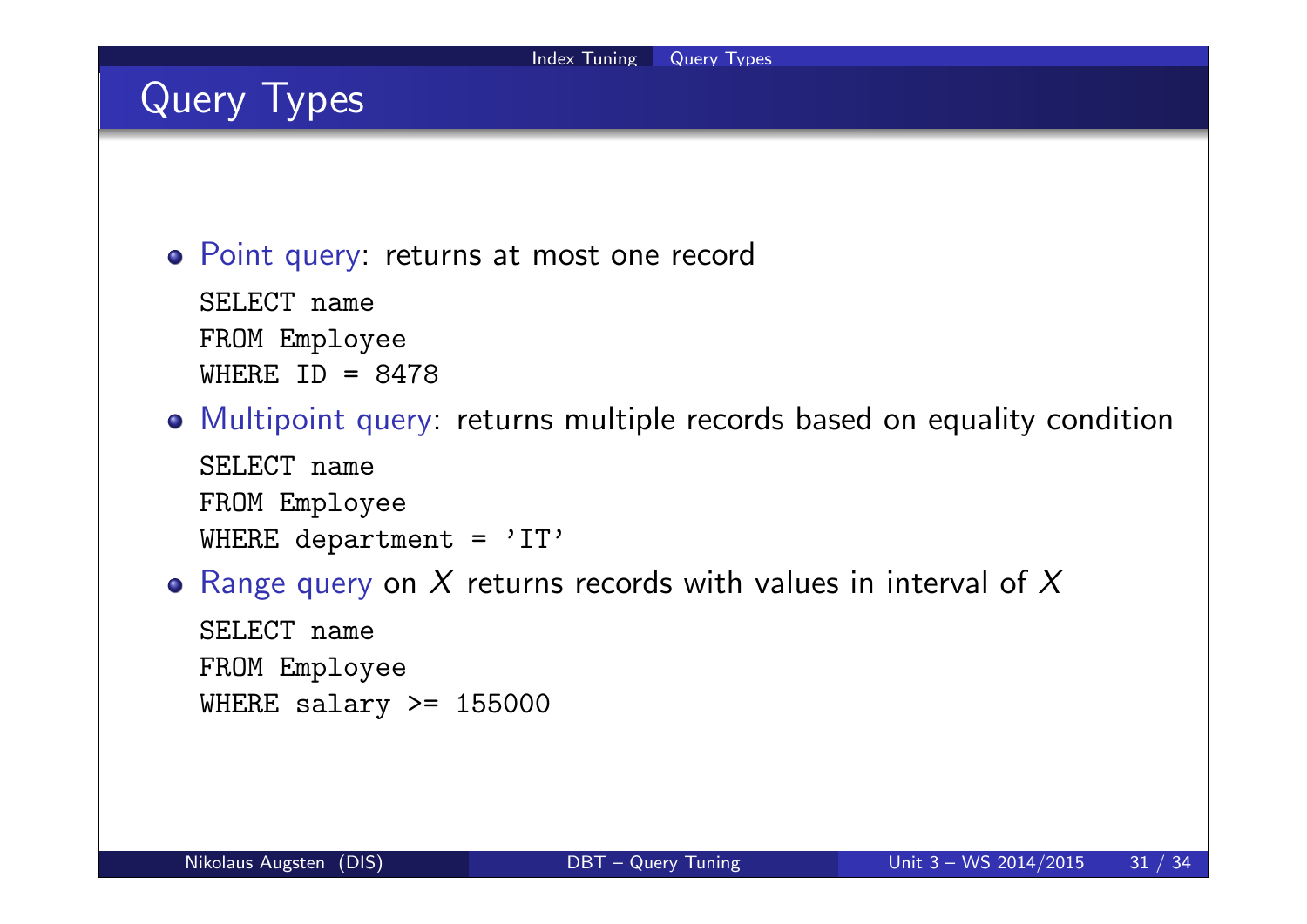# Query Types

- Point query: returns at most one record

```
SELECT name
FROM Employee
WHERE ID = 8478
```

- Multipoint query: returns multiple records based on equality condition

```
SELECT name
FROM Employee
WHERE department = 'IT'
```

- Range query on $X$ returns records with values in interval of $X$

```
SELECT name
FROM Employee
WHERE salary >= 155000
```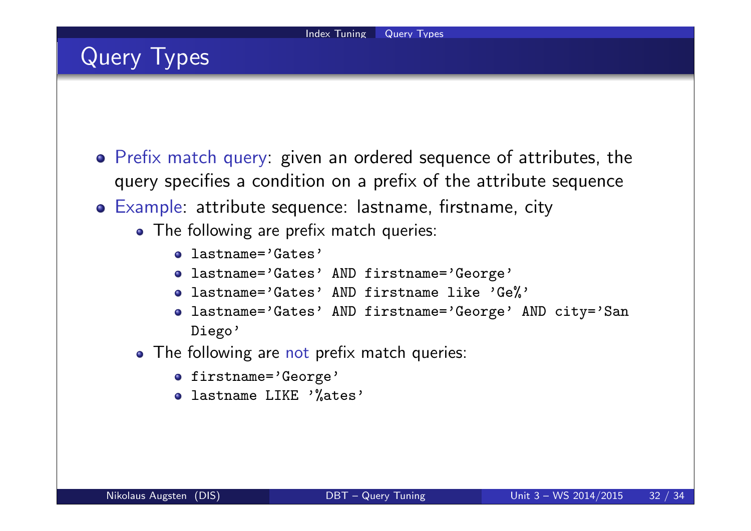# Query Types

- Prefix match query: given an ordered sequence of attributes, the query specifies a condition on a prefix of the attribute sequence
- Example: attribute sequence: lastname, firstname, city
  - The following are prefix match queries:
    - `lastname='Gates'`
    - `lastname='Gates' AND firstname='George'`
    - `lastname='Gates' AND firstname like 'Ge%'`
    - `lastname='Gates' AND firstname='George' AND city='San Diego'`
  - The following are not prefix match queries:
    - `firstname='George'`
    - `lastname LIKE '%ates'`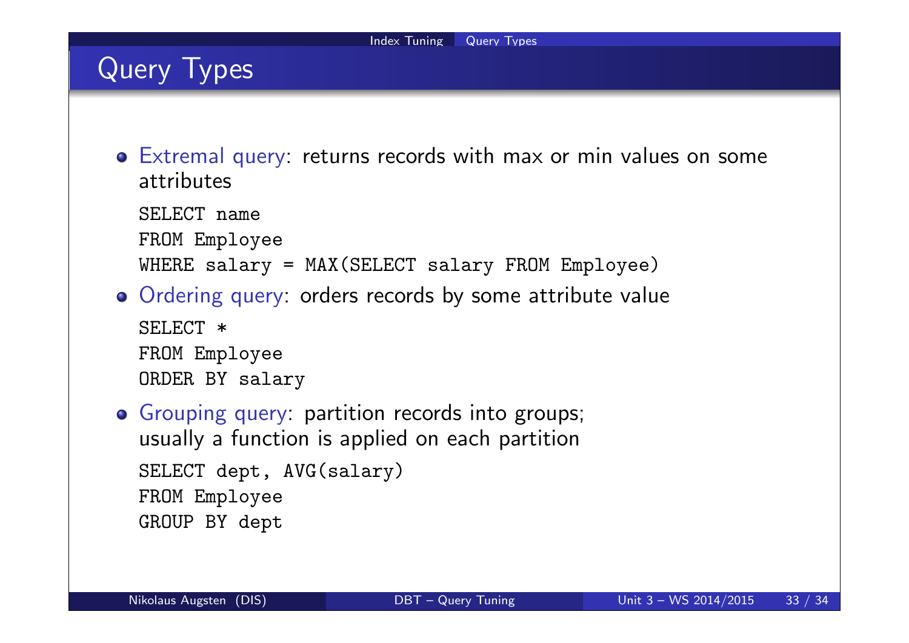# Query Types

- Extremal query: returns records with max or min values on some attributes

```
SELECT name
FROM Employee
WHERE salary = MAX(SELECT salary FROM Employee)
```

- Ordering query: orders records by some attribute value

```
SELECT *
FROM Employee
ORDER BY salary
```

- Grouping query: partition records into groups; usually a function is applied on each partition

```
SELECT dept, AVG(salary)
FROM Employee
GROUP BY dept
```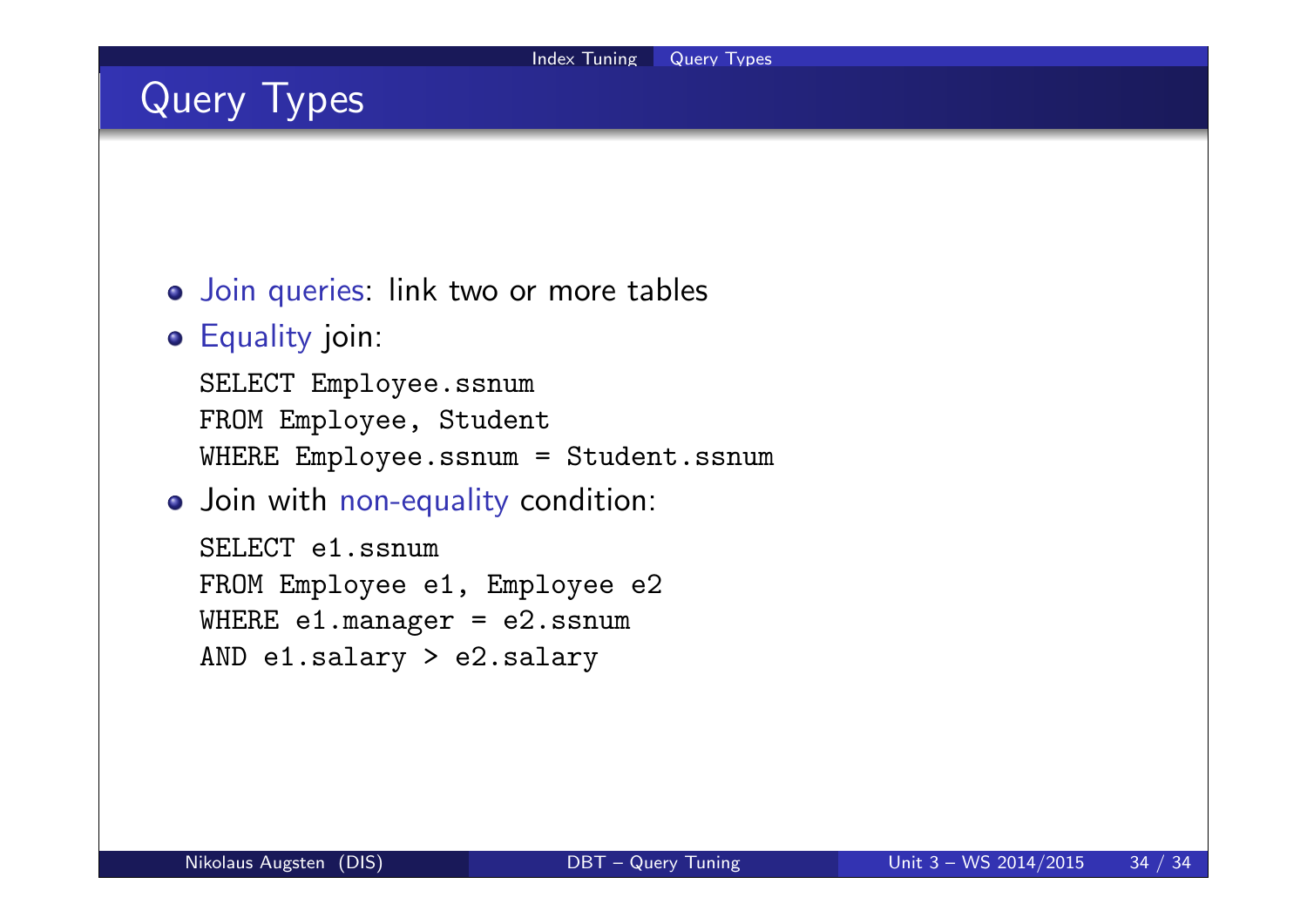# Query Types

- Join queries: link two or more tables
- Equality join:

```
SELECT Employee.ssnum
FROM Employee, Student
WHERE Employee.ssnum = Student.ssnum
```

- Join with non-equality condition:

```
SELECT e1.ssnum
FROM Employee e1, Employee e2
WHERE e1.manager = e2.ssnum
AND e1.salary > e2.salary
```